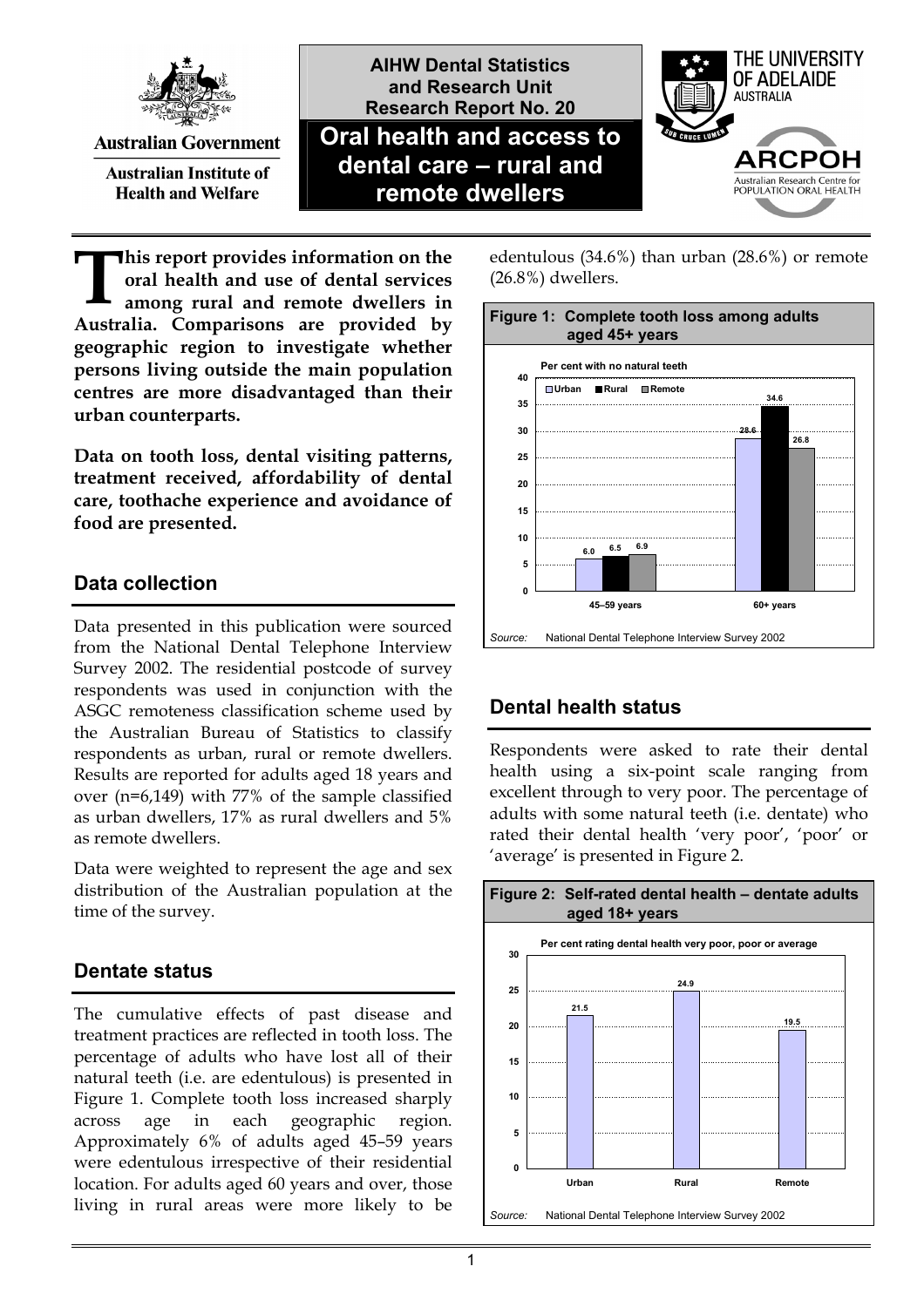AIHW Dental Statistics and Research Unit
Research Report No. 20

# Oral health and access to dental care – rural and remote dwellers

Australian Government
Australian Institute of Health and Welfare

THE UNIVERSITY OF ADELAIDE AUSTRALIA

ARCPOH
Australian Research Centre for POPULATION ORAL HEALTH

**This report provides information on the oral health and use of dental services among rural and remote dwellers in Australia. Comparisons are provided by geographic region to investigate whether persons living outside the main population centres are more disadvantaged than their urban counterparts.**

**Data on tooth loss, dental visiting patterns, treatment received, affordability of dental care, toothache experience and avoidance of food are presented.**

## Data collection

Data presented in this publication were sourced from the National Dental Telephone Interview Survey 2002. The residential postcode of survey respondents was used in conjunction with the ASGC remoteness classification scheme used by the Australian Bureau of Statistics to classify respondents as urban, rural or remote dwellers. Results are reported for adults aged 18 years and over (n=6,149) with 77% of the sample classified as urban dwellers, 17% as rural dwellers and 5% as remote dwellers.

Data were weighted to represent the age and sex distribution of the Australian population at the time of the survey.

## Dentate status

The cumulative effects of past disease and treatment practices are reflected in tooth loss. The percentage of adults who have lost all of their natural teeth (i.e. are edentulous) is presented in Figure 1. Complete tooth loss increased sharply across age in each geographic region. Approximately 6% of adults aged 45–59 years were edentulous irrespective of their residential location. For adults aged 60 years and over, those living in rural areas were more likely to be edentulous (34.6%) than urban (28.6%) or remote (26.8%) dwellers.

**Figure 1: Complete tooth loss among adults aged 45+ years**

Per cent with no natural teeth

| Age group | Urban | Rural | Remote |
|---|---|---|---|
| 45–59 years | 6.0 | 6.5 | 6.9 |
| 60+ years | 28.6 | 34.6 | 26.8 |

*Source:* National Dental Telephone Interview Survey 2002

## Dental health status

Respondents were asked to rate their dental health using a six-point scale ranging from excellent through to very poor. The percentage of adults with some natural teeth (i.e. dentate) who rated their dental health 'very poor', 'poor' or 'average' is presented in Figure 2.

**Figure 2: Self-rated dental health – dentate adults aged 18+ years**

Per cent rating dental health very poor, poor or average

| Urban | Rural | Remote |
|---|---|---|
| 21.5 | 24.9 | 19.5 |

*Source:* National Dental Telephone Interview Survey 2002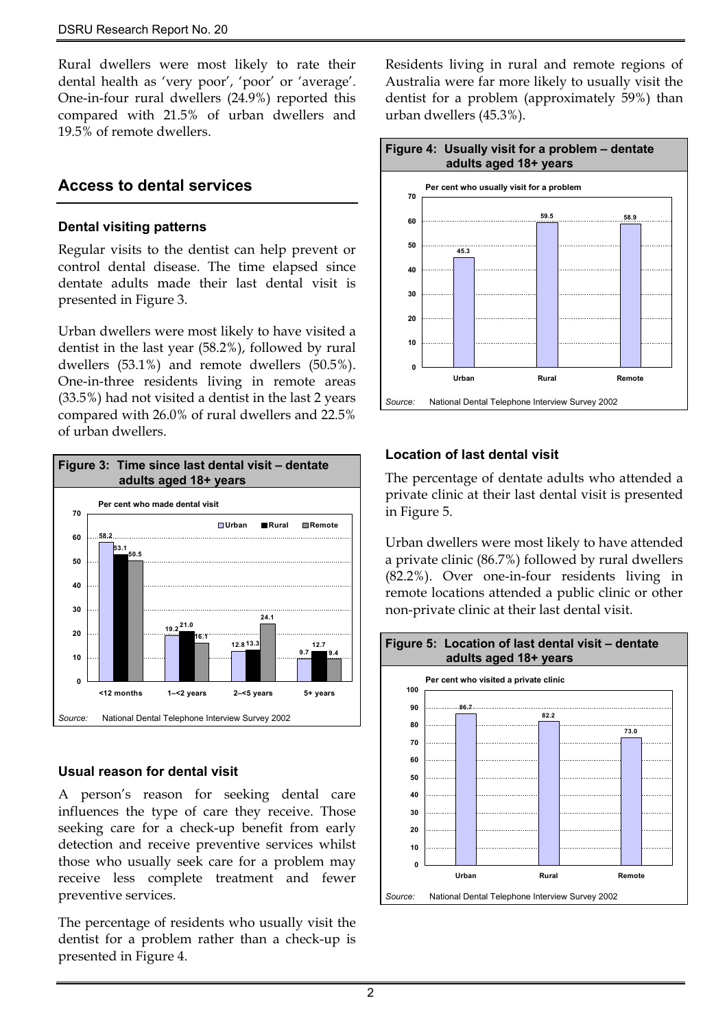Rural dwellers were most likely to rate their dental health as 'very poor', 'poor' or 'average'. One-in-four rural dwellers (24.9%) reported this compared with 21.5% of urban dwellers and 19.5% of remote dwellers.

## Access to dental services

### Dental visiting patterns

Regular visits to the dentist can help prevent or control dental disease. The time elapsed since dentate adults made their last dental visit is presented in Figure 3.

Urban dwellers were most likely to have visited a dentist in the last year (58.2%), followed by rural dwellers (53.1%) and remote dwellers (50.5%). One-in-three residents living in remote areas (33.5%) had not visited a dentist in the last 2 years compared with 26.0% of rural dwellers and 22.5% of urban dwellers.

**Figure 3: Time since last dental visit – dentate adults aged 18+ years**

Per cent who made dental visit

| | Urban | Rural | Remote |
|---|---|---|---|
| <12 months | 58.2 | 53.1 | 50.5 |
| 1–<2 years | 19.2 | 21.0 | 16.1 |
| 2–<5 years | 12.8 | 13.3 | 24.1 |
| 5+ years | 9.7 | 12.7 | 9.4 |

*Source:* National Dental Telephone Interview Survey 2002

### Usual reason for dental visit

A person's reason for seeking dental care influences the type of care they receive. Those seeking care for a check-up benefit from early detection and receive preventive services whilst those who usually seek care for a problem may receive less complete treatment and fewer preventive services.

The percentage of residents who usually visit the dentist for a problem rather than a check-up is presented in Figure 4.

Residents living in rural and remote regions of Australia were far more likely to usually visit the dentist for a problem (approximately 59%) than urban dwellers (45.3%).

**Figure 4: Usually visit for a problem – dentate adults aged 18+ years**

Per cent who usually visit for a problem

| Urban | Rural | Remote |
|---|---|---|
| 45.3 | 59.5 | 58.9 |

*Source:* National Dental Telephone Interview Survey 2002

### Location of last dental visit

The percentage of dentate adults who attended a private clinic at their last dental visit is presented in Figure 5.

Urban dwellers were most likely to have attended a private clinic (86.7%) followed by rural dwellers (82.2%). Over one-in-four residents living in remote locations attended a public clinic or other non-private clinic at their last dental visit.

**Figure 5: Location of last dental visit – dentate adults aged 18+ years**

Per cent who visited a private clinic

| Urban | Rural | Remote |
|---|---|---|
| 86.7 | 82.2 | 73.0 |

*Source:* National Dental Telephone Interview Survey 2002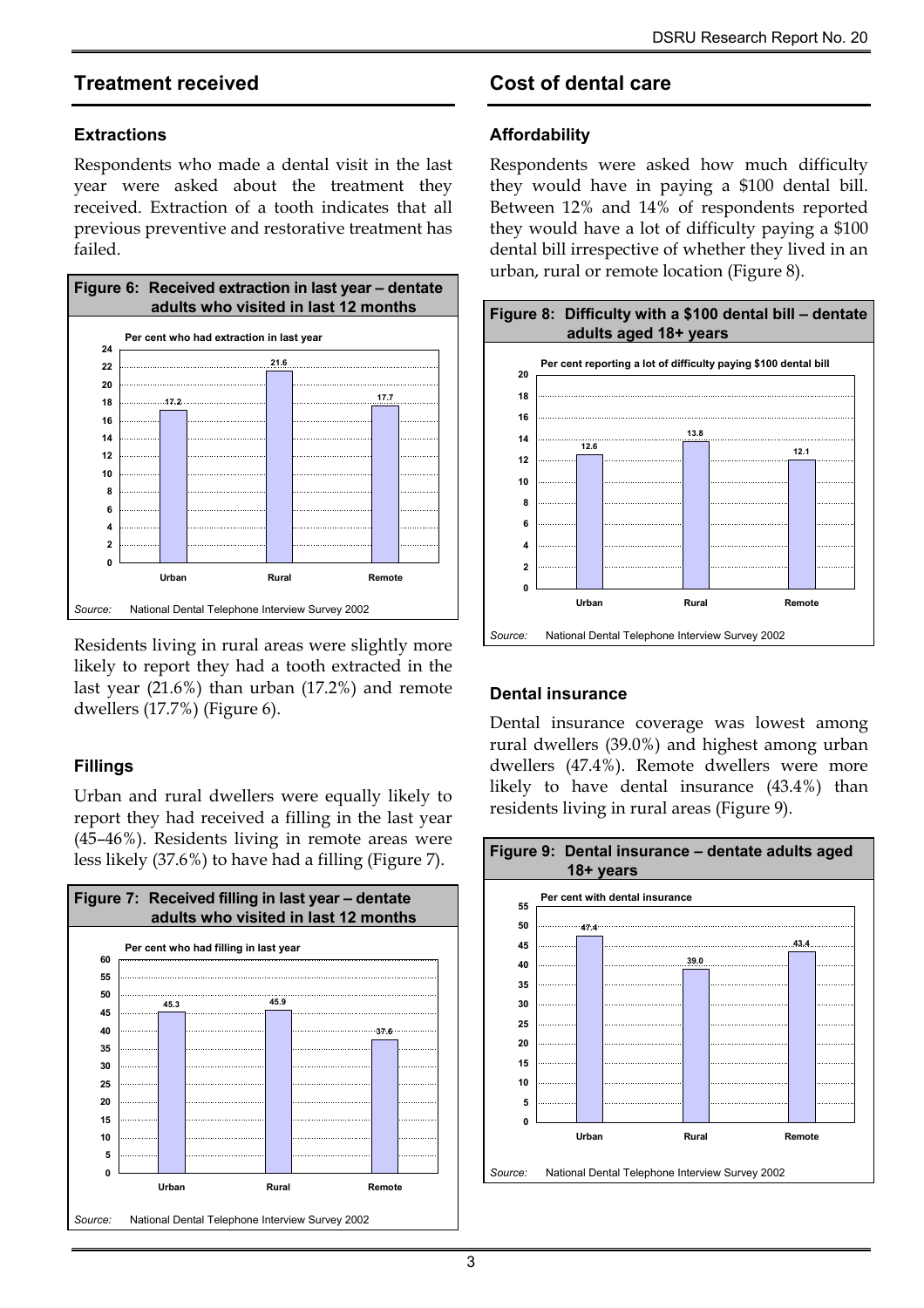## Treatment received

### Extractions

Respondents who made a dental visit in the last year were asked about the treatment they received. Extraction of a tooth indicates that all previous preventive and restorative treatment has failed.

**Figure 6: Received extraction in last year – dentate adults who visited in last 12 months**

Per cent who had extraction in last year

| | Urban | Rural | Remote |
|---|---|---|---|
| Per cent | 17.2 | 21.6 | 17.7 |

*Source:* National Dental Telephone Interview Survey 2002

Residents living in rural areas were slightly more likely to report they had a tooth extracted in the last year (21.6%) than urban (17.2%) and remote dwellers (17.7%) (Figure 6).

### Fillings

Urban and rural dwellers were equally likely to report they had received a filling in the last year (45–46%). Residents living in remote areas were less likely (37.6%) to have had a filling (Figure 7).

**Figure 7: Received filling in last year – dentate adults who visited in last 12 months**

Per cent who had filling in last year

| | Urban | Rural | Remote |
|---|---|---|---|
| Per cent | 45.3 | 45.9 | 37.6 |

*Source:* National Dental Telephone Interview Survey 2002

## Cost of dental care

### Affordability

Respondents were asked how much difficulty they would have in paying a $100 dental bill. Between 12% and 14% of respondents reported they would have a lot of difficulty paying a $100 dental bill irrespective of whether they lived in an urban, rural or remote location (Figure 8).

**Figure 8: Difficulty with a $100 dental bill – dentate adults aged 18+ years**

Per cent reporting a lot of difficulty paying $100 dental bill

| | Urban | Rural | Remote |
|---|---|---|---|
| Per cent | 12.6 | 13.8 | 12.1 |

*Source:* National Dental Telephone Interview Survey 2002

### Dental insurance

Dental insurance coverage was lowest among rural dwellers (39.0%) and highest among urban dwellers (47.4%). Remote dwellers were more likely to have dental insurance (43.4%) than residents living in rural areas (Figure 9).

**Figure 9: Dental insurance – dentate adults aged 18+ years**

Per cent with dental insurance

| | Urban | Rural | Remote |
|---|---|---|---|
| Per cent | 47.4 | 39.0 | 43.4 |

*Source:* National Dental Telephone Interview Survey 2002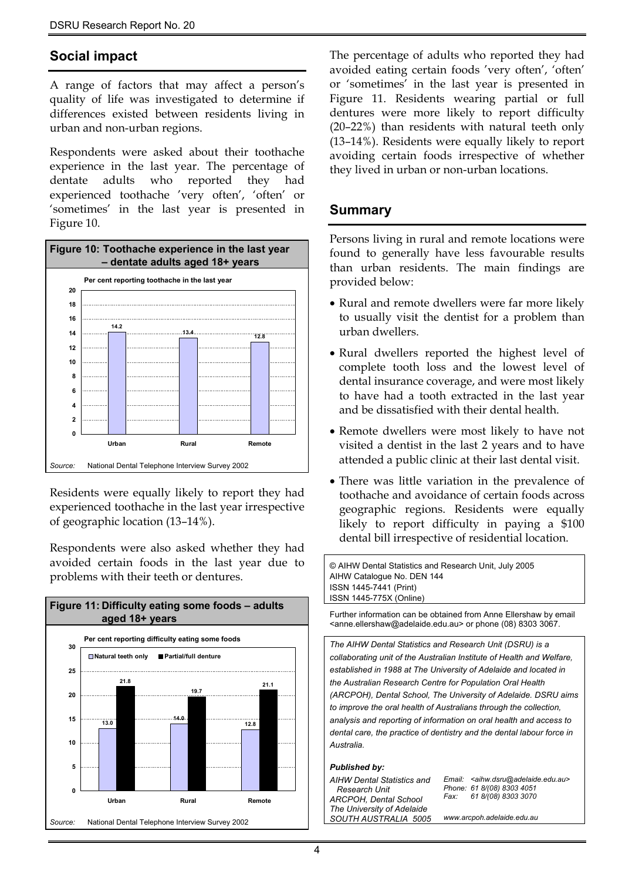## Social impact

A range of factors that may affect a person's quality of life was investigated to determine if differences existed between residents living in urban and non-urban regions.

Respondents were asked about their toothache experience in the last year. The percentage of dentate adults who reported they had experienced toothache 'very often', 'often' or 'sometimes' in the last year is presented in Figure 10.

**Figure 10: Toothache experience in the last year – dentate adults aged 18+ years**

Per cent reporting toothache in the last year

20
18
16
14
12
10
8
6
4
2
0

14.2
13.4
12.8

Urban
Rural
Remote

*Source:* National Dental Telephone Interview Survey 2002

Residents were equally likely to report they had experienced toothache in the last year irrespective of geographic location (13–14%).

Respondents were also asked whether they had avoided certain foods in the last year due to problems with their teeth or dentures.

**Figure 11: Difficulty eating some foods – adults aged 18+ years**

Per cent reporting difficulty eating some foods

Natural teeth only
Partial/full denture

30
25
20
15
10
5
0

13.0
21.8
14.0
19.7
12.8
21.1

Urban
Rural
Remote

*Source:* National Dental Telephone Interview Survey 2002

The percentage of adults who reported they had avoided eating certain foods 'very often', 'often' or 'sometimes' in the last year is presented in Figure 11. Residents wearing partial or full dentures were more likely to report difficulty (20–22%) than residents with natural teeth only (13–14%). Residents were equally likely to report avoiding certain foods irrespective of whether they lived in urban or non-urban locations.

## Summary

Persons living in rural and remote locations were found to generally have less favourable results than urban residents. The main findings are provided below:

- Rural and remote dwellers were far more likely to usually visit the dentist for a problem than urban dwellers.
- Rural dwellers reported the highest level of complete tooth loss and the lowest level of dental insurance coverage, and were most likely to have had a tooth extracted in the last year and be dissatisfied with their dental health.
- Remote dwellers were most likely to have not visited a dentist in the last 2 years and to have attended a public clinic at their last dental visit.
- There was little variation in the prevalence of toothache and avoidance of certain foods across geographic regions. Residents were equally likely to report difficulty in paying a $100 dental bill irrespective of residential location.

© AIHW Dental Statistics and Research Unit, July 2005
AIHW Catalogue No. DEN 144
ISSN 1445-7441 (Print)
ISSN 1445-775X (Online)

Further information can be obtained from Anne Ellershaw by email <anne.ellershaw@adelaide.edu.au> or phone (08) 8303 3067.

*The AIHW Dental Statistics and Research Unit (DSRU) is a collaborating unit of the Australian Institute of Health and Welfare, established in 1988 at The University of Adelaide and located in the Australian Research Centre for Population Oral Health (ARCPOH), Dental School, The University of Adelaide. DSRU aims to improve the oral health of Australians through the collection, analysis and reporting of information on oral health and access to dental care, the practice of dentistry and the dental labour force in Australia.*

***Published by:***

*AIHW Dental Statistics and Research Unit*
*ARCPOH, Dental School*
*The University of Adelaide*
*SOUTH AUSTRALIA 5005*

*Email: <aihw.dsru@adelaide.edu.au>*
*Phone: 61 8/(08) 8303 4051*
*Fax: 61 8/(08) 8303 3070*

*www.arcpoh.adelaide.edu.au*